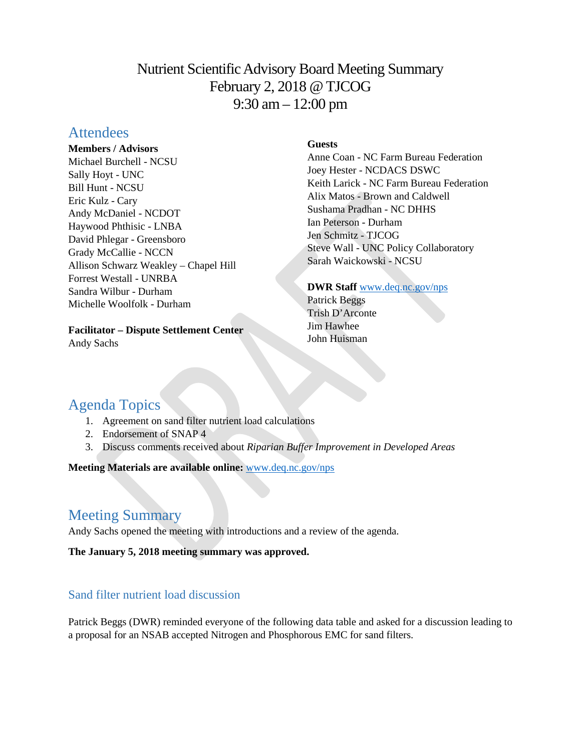# Nutrient Scientific Advisory Board Meeting Summary
February 2, 2018 @ TJCOG
9:30 am – 12:00 pm

## Attendees

**Members / Advisors**
Michael Burchell - NCSU
Sally Hoyt - UNC
Bill Hunt - NCSU
Eric Kulz - Cary
Andy McDaniel - NCDOT
Haywood Phthisic - LNBA
David Phlegar - Greensboro
Grady McCallie - NCCN
Allison Schwarz Weakley – Chapel Hill
Forrest Westall - UNRBA
Sandra Wilbur - Durham
Michelle Woolfolk - Durham

**Facilitator – Dispute Settlement Center**
Andy Sachs

**Guests**
Anne Coan - NC Farm Bureau Federation
Joey Hester - NCDACS DSWC
Keith Larick - NC Farm Bureau Federation
Alix Matos - Brown and Caldwell
Sushama Pradhan - NC DHHS
Ian Peterson - Durham
Jen Schmitz - TJCOG
Steve Wall - UNC Policy Collaboratory
Sarah Waickowski - NCSU

**DWR Staff** www.deq.nc.gov/nps
Patrick Beggs
Trish D'Arconte
Jim Hawhee
John Huisman

## Agenda Topics

1. Agreement on sand filter nutrient load calculations
2. Endorsement of SNAP 4
3. Discuss comments received about *Riparian Buffer Improvement in Developed Areas*

**Meeting Materials are available online:** www.deq.nc.gov/nps

## Meeting Summary

Andy Sachs opened the meeting with introductions and a review of the agenda.

**The January 5, 2018 meeting summary was approved.**

### Sand filter nutrient load discussion

Patrick Beggs (DWR) reminded everyone of the following data table and asked for a discussion leading to a proposal for an NSAB accepted Nitrogen and Phosphorous EMC for sand filters.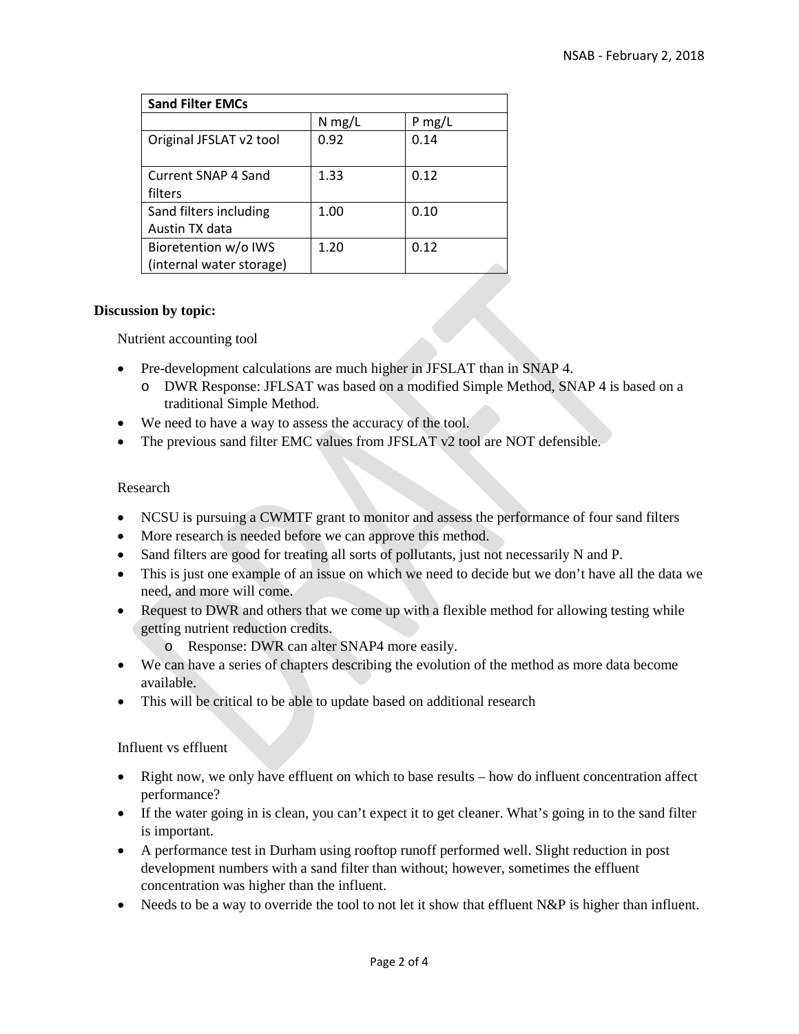| Sand Filter EMCs | | |
|---|---|---|
| | N mg/L | P mg/L |
| Original JFSLAT v2 tool | 0.92 | 0.14 |
| Current SNAP 4 Sand filters | 1.33 | 0.12 |
| Sand filters including Austin TX data | 1.00 | 0.10 |
| Bioretention w/o IWS (internal water storage) | 1.20 | 0.12 |

**Discussion by topic:**

Nutrient accounting tool

- Pre-development calculations are much higher in JFSLAT than in SNAP 4.
  - DWR Response: JFLSAT was based on a modified Simple Method, SNAP 4 is based on a traditional Simple Method.
- We need to have a way to assess the accuracy of the tool.
- The previous sand filter EMC values from JFSLAT v2 tool are NOT defensible.

Research

- NCSU is pursuing a CWMTF grant to monitor and assess the performance of four sand filters
- More research is needed before we can approve this method.
- Sand filters are good for treating all sorts of pollutants, just not necessarily N and P.
- This is just one example of an issue on which we need to decide but we don't have all the data we need, and more will come.
- Request to DWR and others that we come up with a flexible method for allowing testing while getting nutrient reduction credits.
  - Response: DWR can alter SNAP4 more easily.
- We can have a series of chapters describing the evolution of the method as more data become available.
- This will be critical to be able to update based on additional research

Influent vs effluent

- Right now, we only have effluent on which to base results – how do influent concentration affect performance?
- If the water going in is clean, you can't expect it to get cleaner. What's going in to the sand filter is important.
- A performance test in Durham using rooftop runoff performed well. Slight reduction in post development numbers with a sand filter than without; however, sometimes the effluent concentration was higher than the influent.
- Needs to be a way to override the tool to not let it show that effluent N&P is higher than influent.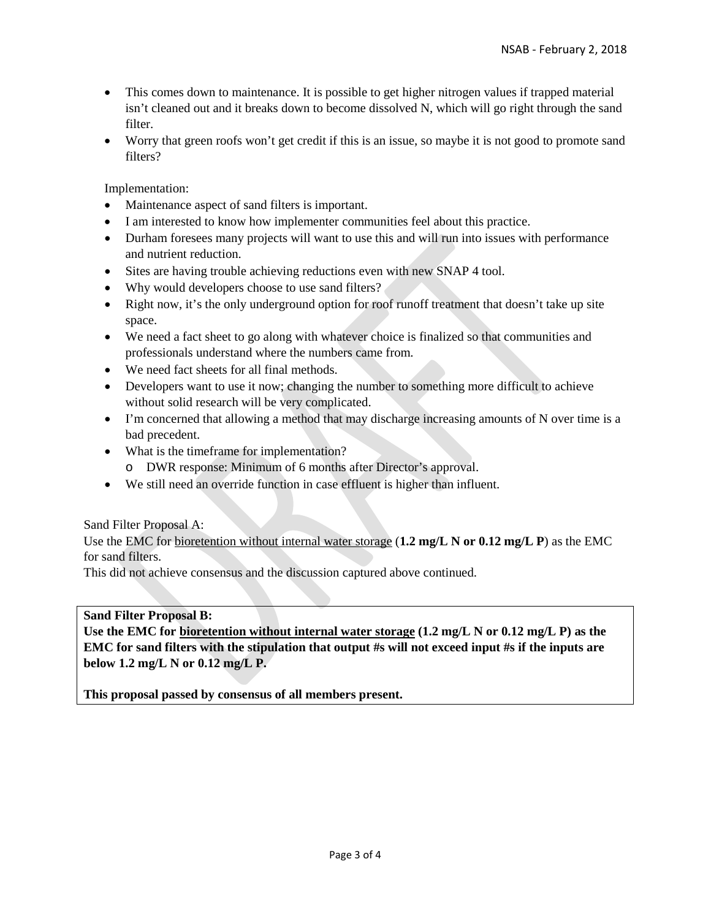- This comes down to maintenance. It is possible to get higher nitrogen values if trapped material isn't cleaned out and it breaks down to become dissolved N, which will go right through the sand filter.
- Worry that green roofs won't get credit if this is an issue, so maybe it is not good to promote sand filters?

Implementation:

- Maintenance aspect of sand filters is important.
- I am interested to know how implementer communities feel about this practice.
- Durham foresees many projects will want to use this and will run into issues with performance and nutrient reduction.
- Sites are having trouble achieving reductions even with new SNAP 4 tool.
- Why would developers choose to use sand filters?
- Right now, it's the only underground option for roof runoff treatment that doesn't take up site space.
- We need a fact sheet to go along with whatever choice is finalized so that communities and professionals understand where the numbers came from.
- We need fact sheets for all final methods.
- Developers want to use it now; changing the number to something more difficult to achieve without solid research will be very complicated.
- I'm concerned that allowing a method that may discharge increasing amounts of N over time is a bad precedent.
- What is the timeframe for implementation?
  - DWR response: Minimum of 6 months after Director's approval.
- We still need an override function in case effluent is higher than influent.

Sand Filter Proposal A:
Use the EMC for <u>bioretention without internal water storage</u> (**1.2 mg/L N or 0.12 mg/L P**) as the EMC for sand filters.
This did not achieve consensus and the discussion captured above continued.

**Sand Filter Proposal B:**
**Use the EMC for <u>bioretention without internal water storage</u> (1.2 mg/L N or 0.12 mg/L P) as the EMC for sand filters with the stipulation that output #s will not exceed input #s if the inputs are below 1.2 mg/L N or 0.12 mg/L P.**

**This proposal passed by consensus of all members present.**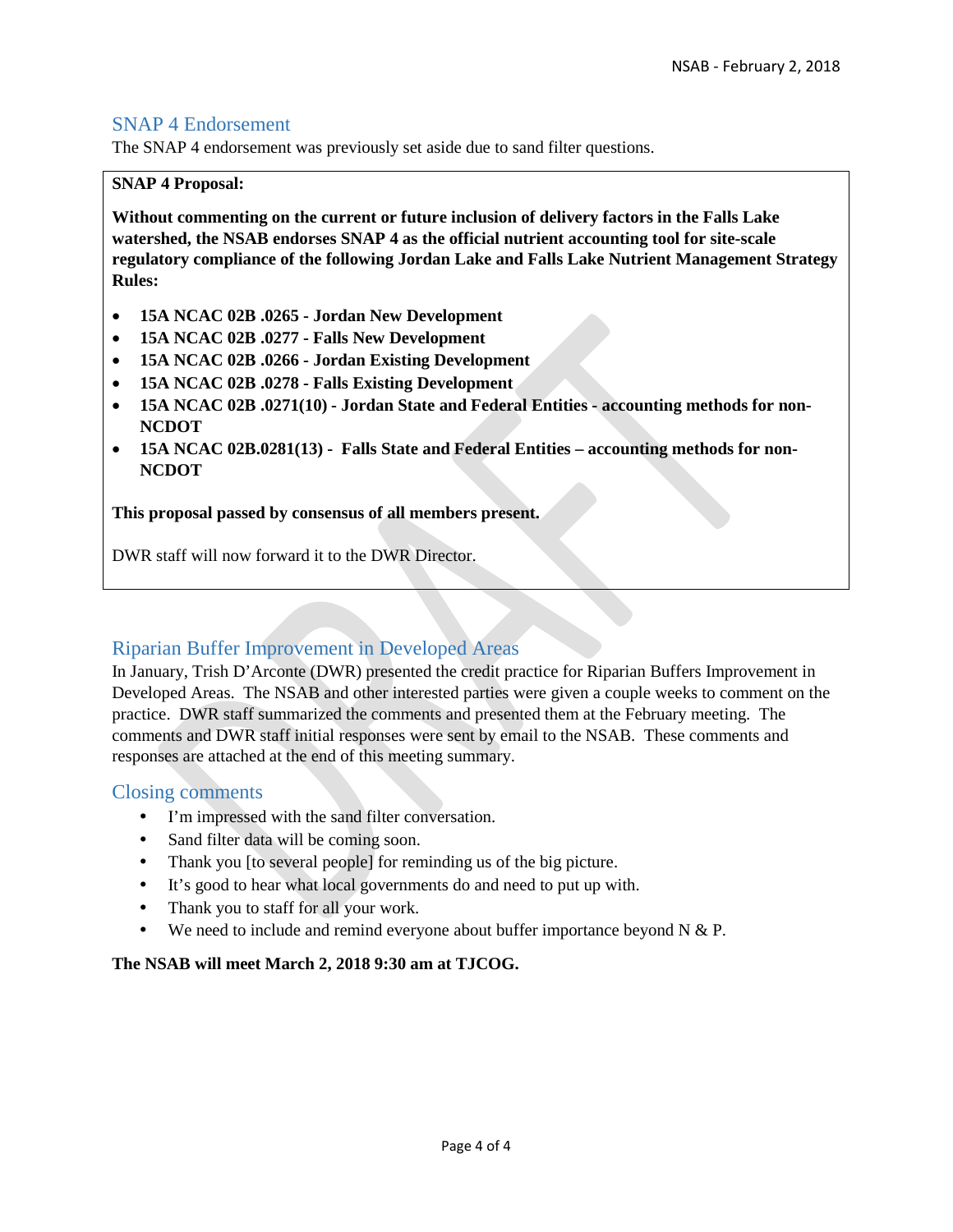## SNAP 4 Endorsement

The SNAP 4 endorsement was previously set aside due to sand filter questions.

**SNAP 4 Proposal:**

**Without commenting on the current or future inclusion of delivery factors in the Falls Lake watershed, the NSAB endorses SNAP 4 as the official nutrient accounting tool for site-scale regulatory compliance of the following Jordan Lake and Falls Lake Nutrient Management Strategy Rules:**

- **15A NCAC 02B .0265 - Jordan New Development**
- **15A NCAC 02B .0277 - Falls New Development**
- **15A NCAC 02B .0266 - Jordan Existing Development**
- **15A NCAC 02B .0278 - Falls Existing Development**
- **15A NCAC 02B .0271(10) - Jordan State and Federal Entities - accounting methods for non-NCDOT**
- **15A NCAC 02B.0281(13) - Falls State and Federal Entities – accounting methods for non-NCDOT**

**This proposal passed by consensus of all members present.**

DWR staff will now forward it to the DWR Director.

## Riparian Buffer Improvement in Developed Areas

In January, Trish D'Arconte (DWR) presented the credit practice for Riparian Buffers Improvement in Developed Areas. The NSAB and other interested parties were given a couple weeks to comment on the practice. DWR staff summarized the comments and presented them at the February meeting. The comments and DWR staff initial responses were sent by email to the NSAB. These comments and responses are attached at the end of this meeting summary.

## Closing comments

- I'm impressed with the sand filter conversation.
- Sand filter data will be coming soon.
- Thank you [to several people] for reminding us of the big picture.
- It's good to hear what local governments do and need to put up with.
- Thank you to staff for all your work.
- We need to include and remind everyone about buffer importance beyond N & P.

**The NSAB will meet March 2, 2018 9:30 am at TJCOG.**